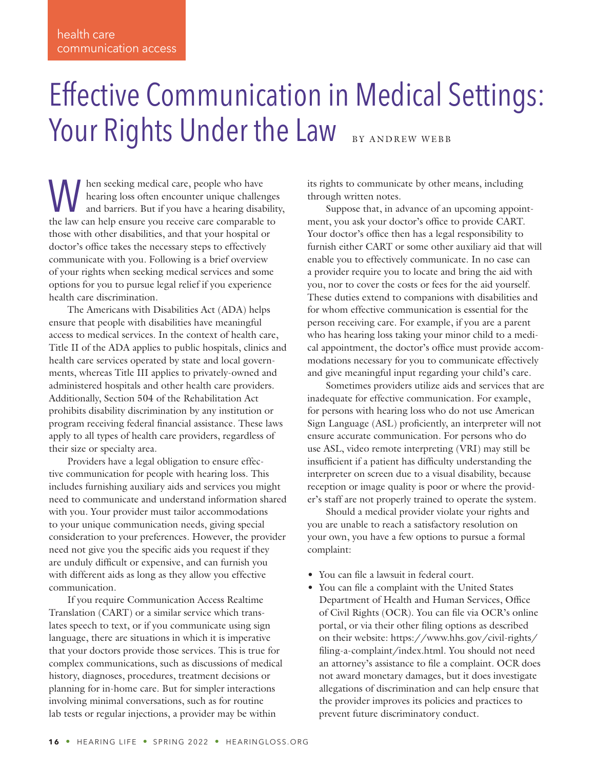health care communication access

# Effective Communication in Medical Settings: Your Rights Under the Law

BY ANDREW WEBB

When seeking medical care, people who have hearing loss often encounter unique challenges and barriers. But if you have a hearing disability, the law can help ensure you receive care comparable to those with other disabilities, and that your hospital or doctor's office takes the necessary steps to effectively communicate with you. Following is a brief overview of your rights when seeking medical services and some options for you to pursue legal relief if you experience health care discrimination.

The Americans with Disabilities Act (ADA) helps ensure that people with disabilities have meaningful access to medical services. In the context of health care, Title II of the ADA applies to public hospitals, clinics and health care services operated by state and local governments, whereas Title III applies to privately-owned and administered hospitals and other health care providers. Additionally, Section 504 of the Rehabilitation Act prohibits disability discrimination by any institution or program receiving federal financial assistance. These laws apply to all types of health care providers, regardless of their size or specialty area.

Providers have a legal obligation to ensure effective communication for people with hearing loss. This includes furnishing auxiliary aids and services you might need to communicate and understand information shared with you. Your provider must tailor accommodations to your unique communication needs, giving special consideration to your preferences. However, the provider need not give you the specific aids you request if they are unduly difficult or expensive, and can furnish you with different aids as long as they allow you effective communication.

If you require Communication Access Realtime Translation (CART) or a similar service which translates speech to text, or if you communicate using sign language, there are situations in which it is imperative that your doctors provide those services. This is true for complex communications, such as discussions of medical history, diagnoses, procedures, treatment decisions or planning for in-home care. But for simpler interactions involving minimal conversations, such as for routine lab tests or regular injections, a provider may be within its rights to communicate by other means, including through written notes.

Suppose that, in advance of an upcoming appointment, you ask your doctor's office to provide CART. Your doctor's office then has a legal responsibility to furnish either CART or some other auxiliary aid that will enable you to effectively communicate. In no case can a provider require you to locate and bring the aid with you, nor to cover the costs or fees for the aid yourself. These duties extend to companions with disabilities and for whom effective communication is essential for the person receiving care. For example, if you are a parent who has hearing loss taking your minor child to a medical appointment, the doctor's office must provide accommodations necessary for you to communicate effectively and give meaningful input regarding your child's care.

Sometimes providers utilize aids and services that are inadequate for effective communication. For example, for persons with hearing loss who do not use American Sign Language (ASL) proficiently, an interpreter will not ensure accurate communication. For persons who do use ASL, video remote interpreting (VRI) may still be insufficient if a patient has difficulty understanding the interpreter on screen due to a visual disability, because reception or image quality is poor or where the provider's staff are not properly trained to operate the system.

Should a medical provider violate your rights and you are unable to reach a satisfactory resolution on your own, you have a few options to pursue a formal complaint:

- You can file a lawsuit in federal court.
- You can file a complaint with the United States Department of Health and Human Services, Office of Civil Rights (OCR). You can file via OCR's online portal, or via their other filing options as described on their website: https://www.hhs.gov/civil-rights/filing-a-complaint/index.html. You should not need an attorney's assistance to file a complaint. OCR does not award monetary damages, but it does investigate allegations of discrimination and can help ensure that the provider improves its policies and practices to prevent future discriminatory conduct.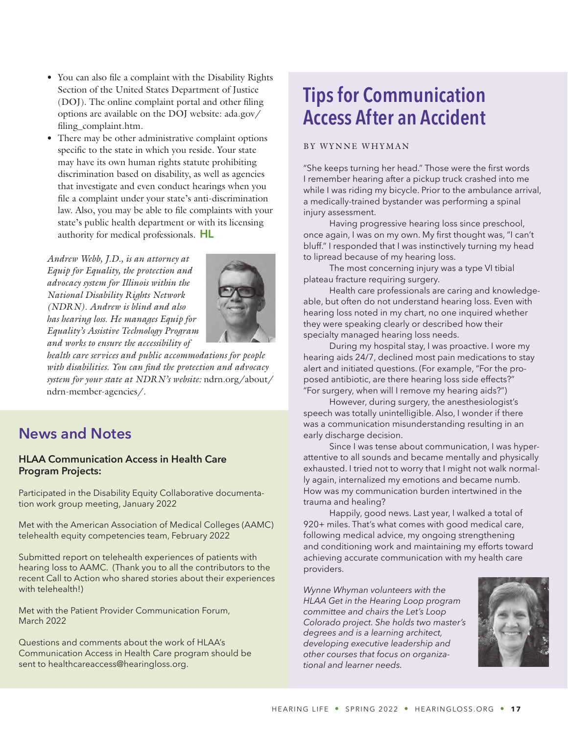- You can also file a complaint with the Disability Rights Section of the United States Department of Justice (DOJ). The online complaint portal and other filing options are available on the DOJ website: ada.gov/filing_complaint.htm.
- There may be other administrative complaint options specific to the state in which you reside. Your state may have its own human rights statute prohibiting discrimination based on disability, as well as agencies that investigate and even conduct hearings when you file a complaint under your state's anti-discrimination law. Also, you may be able to file complaints with your state's public health department or with its licensing authority for medical professionals. **HL**

*Andrew Webb, J.D., is an attorney at Equip for Equality, the protection and advocacy system for Illinois within the National Disability Rights Network (NDRN). Andrew is blind and also has hearing loss. He manages Equip for Equality's Assistive Technology Program and works to ensure the accessibility of health care services and public accommodations for people with disabilities. You can find the protection and advocacy system for your state at NDRN's website:* ndrn.org/about/ndrn-member-agencies/.

## News and Notes

### HLAA Communication Access in Health Care Program Projects:

Participated in the Disability Equity Collaborative documentation work group meeting, January 2022

Met with the American Association of Medical Colleges (AAMC) telehealth equity competencies team, February 2022

Submitted report on telehealth experiences of patients with hearing loss to AAMC. (Thank you to all the contributors to the recent Call to Action who shared stories about their experiences with telehealth!)

Met with the Patient Provider Communication Forum, March 2022

Questions and comments about the work of HLAA's Communication Access in Health Care program should be sent to healthcareaccess@hearingloss.org.

# Tips for Communication Access After an Accident

BY WYNNE WHYMAN

"She keeps turning her head." Those were the first words I remember hearing after a pickup truck crashed into me while I was riding my bicycle. Prior to the ambulance arrival, a medically-trained bystander was performing a spinal injury assessment.

Having progressive hearing loss since preschool, once again, I was on my own. My first thought was, "I can't bluff." I responded that I was instinctively turning my head to lipread because of my hearing loss.

The most concerning injury was a type VI tibial plateau fracture requiring surgery.

Health care professionals are caring and knowledgeable, but often do not understand hearing loss. Even with hearing loss noted in my chart, no one inquired whether they were speaking clearly or described how their specialty managed hearing loss needs.

During my hospital stay, I was proactive. I wore my hearing aids 24/7, declined most pain medications to stay alert and initiated questions. (For example, "For the proposed antibiotic, are there hearing loss side effects?" "For surgery, when will I remove my hearing aids?")

However, during surgery, the anesthesiologist's speech was totally unintelligible. Also, I wonder if there was a communication misunderstanding resulting in an early discharge decision.

Since I was tense about communication, I was hyper-attentive to all sounds and became mentally and physically exhausted. I tried not to worry that I might not walk normally again, internalized my emotions and became numb. How was my communication burden intertwined in the trauma and healing?

Happily, good news. Last year, I walked a total of 920+ miles. That's what comes with good medical care, following medical advice, my ongoing strengthening and conditioning work and maintaining my efforts toward achieving accurate communication with my health care providers.

*Wynne Whyman volunteers with the HLAA Get in the Hearing Loop program committee and chairs the Let's Loop Colorado project. She holds two master's degrees and is a learning architect, developing executive leadership and other courses that focus on organizational and learner needs.*